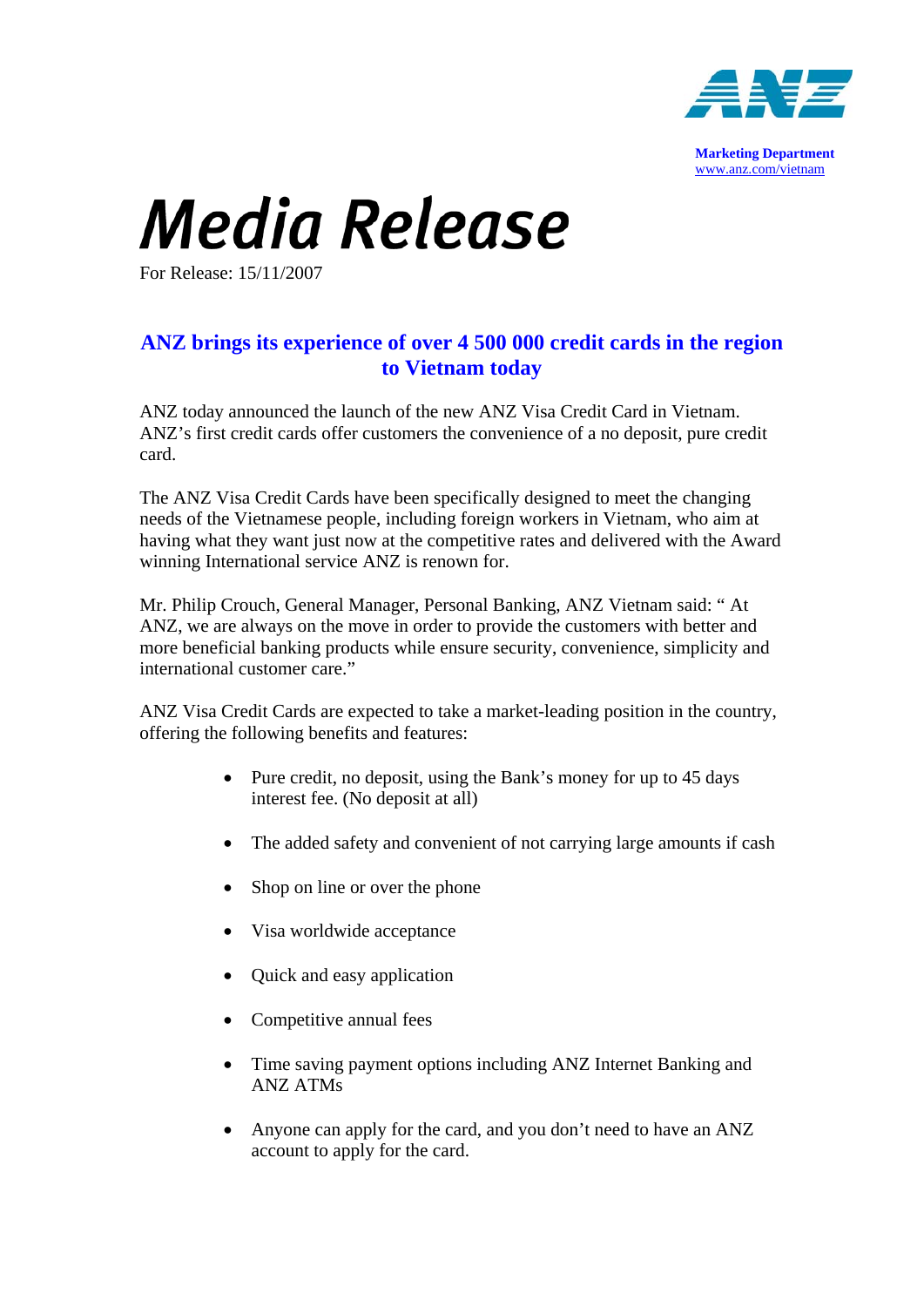Marketing Department
www.anz.com/vietnam

# Media Release

For Release: 15/11/2007

## ANZ brings its experience of over 4 500 000 credit cards in the region to Vietnam today

ANZ today announced the launch of the new ANZ Visa Credit Card in Vietnam. ANZ's first credit cards offer customers the convenience of a no deposit, pure credit card.

The ANZ Visa Credit Cards have been specifically designed to meet the changing needs of the Vietnamese people, including foreign workers in Vietnam, who aim at having what they want just now at the competitive rates and delivered with the Award winning International service ANZ is renown for.

Mr. Philip Crouch, General Manager, Personal Banking, ANZ Vietnam said: " At ANZ, we are always on the move in order to provide the customers with better and more beneficial banking products while ensure security, convenience, simplicity and international customer care."

ANZ Visa Credit Cards are expected to take a market-leading position in the country, offering the following benefits and features:

- Pure credit, no deposit, using the Bank's money for up to 45 days interest fee. (No deposit at all)
- The added safety and convenient of not carrying large amounts if cash
- Shop on line or over the phone
- Visa worldwide acceptance
- Quick and easy application
- Competitive annual fees
- Time saving payment options including ANZ Internet Banking and ANZ ATMs
- Anyone can apply for the card, and you don't need to have an ANZ account to apply for the card.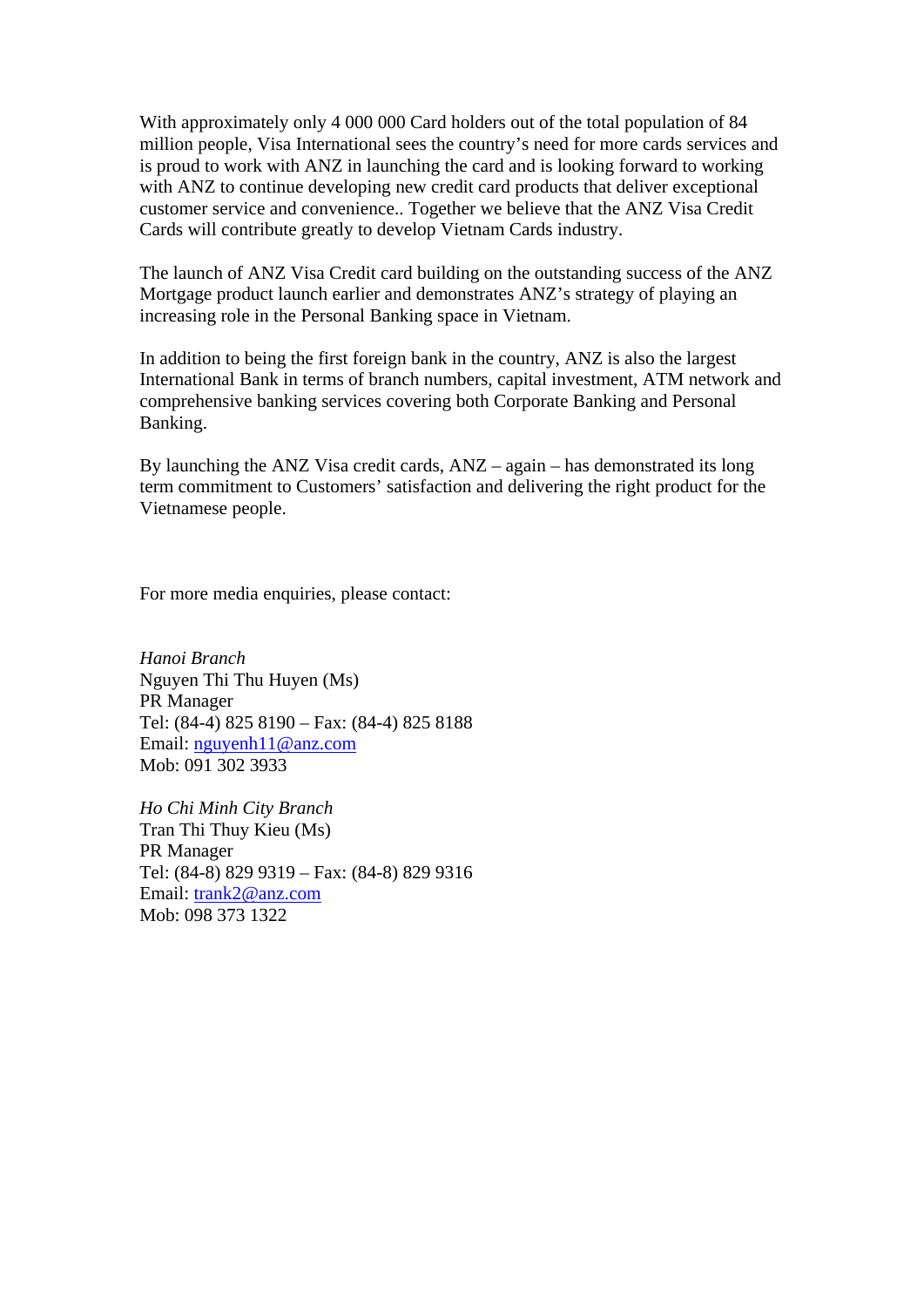With approximately only 4 000 000 Card holders out of the total population of 84 million people, Visa International sees the country's need for more cards services and is proud to work with ANZ in launching the card and is looking forward to working with ANZ to continue developing new credit card products that deliver exceptional customer service and convenience.. Together we believe that the ANZ Visa Credit Cards will contribute greatly to develop Vietnam Cards industry.

The launch of ANZ Visa Credit card building on the outstanding success of the ANZ Mortgage product launch earlier and demonstrates ANZ's strategy of playing an increasing role in the Personal Banking space in Vietnam.

In addition to being the first foreign bank in the country, ANZ is also the largest International Bank in terms of branch numbers, capital investment, ATM network and comprehensive banking services covering both Corporate Banking and Personal Banking.

By launching the ANZ Visa credit cards, ANZ – again – has demonstrated its long term commitment to Customers' satisfaction and delivering the right product for the Vietnamese people.

For more media enquiries, please contact:

*Hanoi Branch*
Nguyen Thi Thu Huyen (Ms)
PR Manager
Tel: (84-4) 825 8190 – Fax: (84-4) 825 8188
Email: nguyenh11@anz.com
Mob: 091 302 3933

*Ho Chi Minh City Branch*
Tran Thi Thuy Kieu (Ms)
PR Manager
Tel: (84-8) 829 9319 – Fax: (84-8) 829 9316
Email: trank2@anz.com
Mob: 098 373 1322